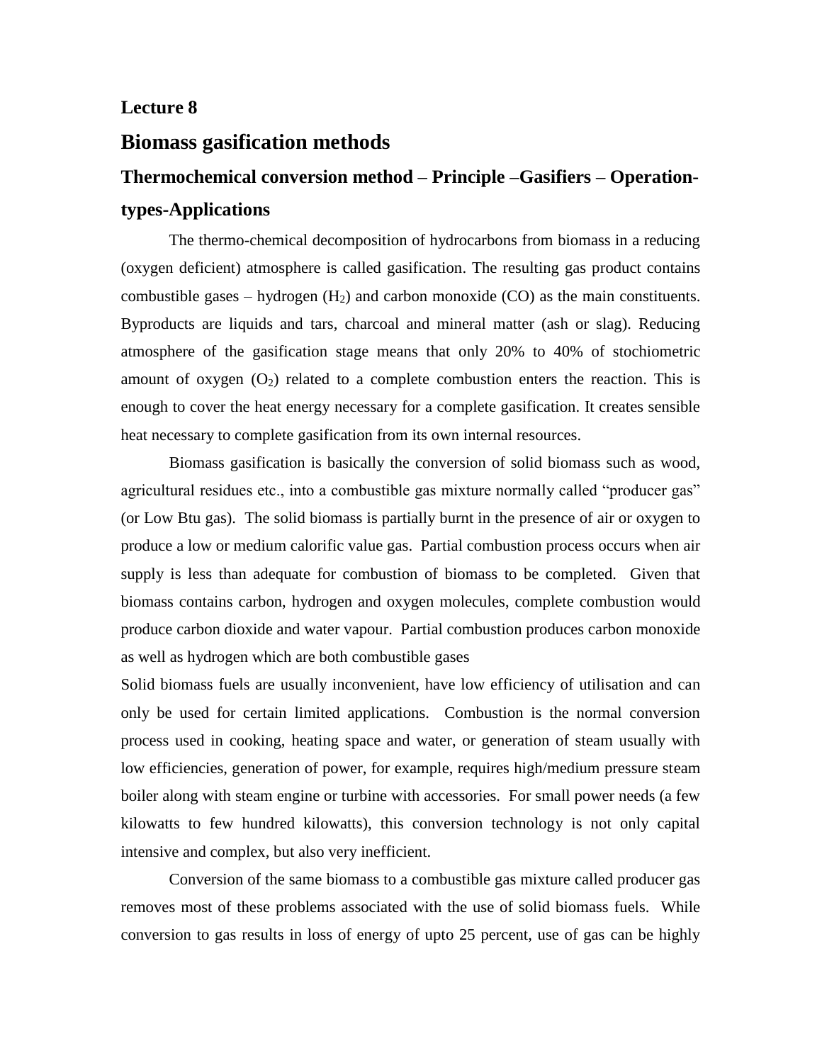## Lecture 8

# Biomass gasification methods

## Thermochemical conversion method – Principle –Gasifiers – Operation-types-Applications

The thermo-chemical decomposition of hydrocarbons from biomass in a reducing (oxygen deficient) atmosphere is called gasification. The resulting gas product contains combustible gases – hydrogen ($H_2$) and carbon monoxide (CO) as the main constituents. Byproducts are liquids and tars, charcoal and mineral matter (ash or slag). Reducing atmosphere of the gasification stage means that only 20% to 40% of stochiometric amount of oxygen ($O_2$) related to a complete combustion enters the reaction. This is enough to cover the heat energy necessary for a complete gasification. It creates sensible heat necessary to complete gasification from its own internal resources.

Biomass gasification is basically the conversion of solid biomass such as wood, agricultural residues etc., into a combustible gas mixture normally called "producer gas" (or Low Btu gas). The solid biomass is partially burnt in the presence of air or oxygen to produce a low or medium calorific value gas. Partial combustion process occurs when air supply is less than adequate for combustion of biomass to be completed. Given that biomass contains carbon, hydrogen and oxygen molecules, complete combustion would produce carbon dioxide and water vapour. Partial combustion produces carbon monoxide as well as hydrogen which are both combustible gases

Solid biomass fuels are usually inconvenient, have low efficiency of utilisation and can only be used for certain limited applications. Combustion is the normal conversion process used in cooking, heating space and water, or generation of steam usually with low efficiencies, generation of power, for example, requires high/medium pressure steam boiler along with steam engine or turbine with accessories. For small power needs (a few kilowatts to few hundred kilowatts), this conversion technology is not only capital intensive and complex, but also very inefficient.

Conversion of the same biomass to a combustible gas mixture called producer gas removes most of these problems associated with the use of solid biomass fuels. While conversion to gas results in loss of energy of upto 25 percent, use of gas can be highly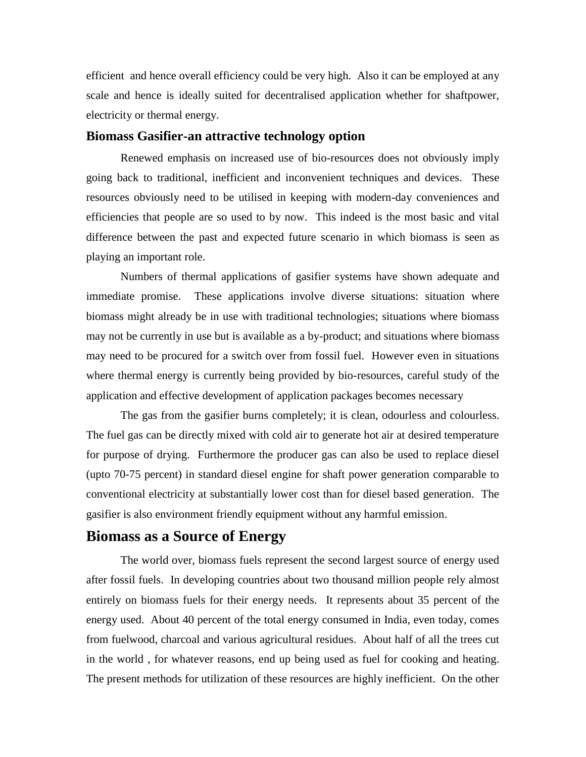efficient and hence overall efficiency could be very high. Also it can be employed at any scale and hence is ideally suited for decentralised application whether for shaftpower, electricity or thermal energy.

### Biomass Gasifier-an attractive technology option

Renewed emphasis on increased use of bio-resources does not obviously imply going back to traditional, inefficient and inconvenient techniques and devices. These resources obviously need to be utilised in keeping with modern-day conveniences and efficiencies that people are so used to by now. This indeed is the most basic and vital difference between the past and expected future scenario in which biomass is seen as playing an important role.

Numbers of thermal applications of gasifier systems have shown adequate and immediate promise. These applications involve diverse situations: situation where biomass might already be in use with traditional technologies; situations where biomass may not be currently in use but is available as a by-product; and situations where biomass may need to be procured for a switch over from fossil fuel. However even in situations where thermal energy is currently being provided by bio-resources, careful study of the application and effective development of application packages becomes necessary

The gas from the gasifier burns completely; it is clean, odourless and colourless. The fuel gas can be directly mixed with cold air to generate hot air at desired temperature for purpose of drying. Furthermore the producer gas can also be used to replace diesel (upto 70-75 percent) in standard diesel engine for shaft power generation comparable to conventional electricity at substantially lower cost than for diesel based generation. The gasifier is also environment friendly equipment without any harmful emission.

## Biomass as a Source of Energy

The world over, biomass fuels represent the second largest source of energy used after fossil fuels. In developing countries about two thousand million people rely almost entirely on biomass fuels for their energy needs. It represents about 35 percent of the energy used. About 40 percent of the total energy consumed in India, even today, comes from fuelwood, charcoal and various agricultural residues. About half of all the trees cut in the world , for whatever reasons, end up being used as fuel for cooking and heating. The present methods for utilization of these resources are highly inefficient. On the other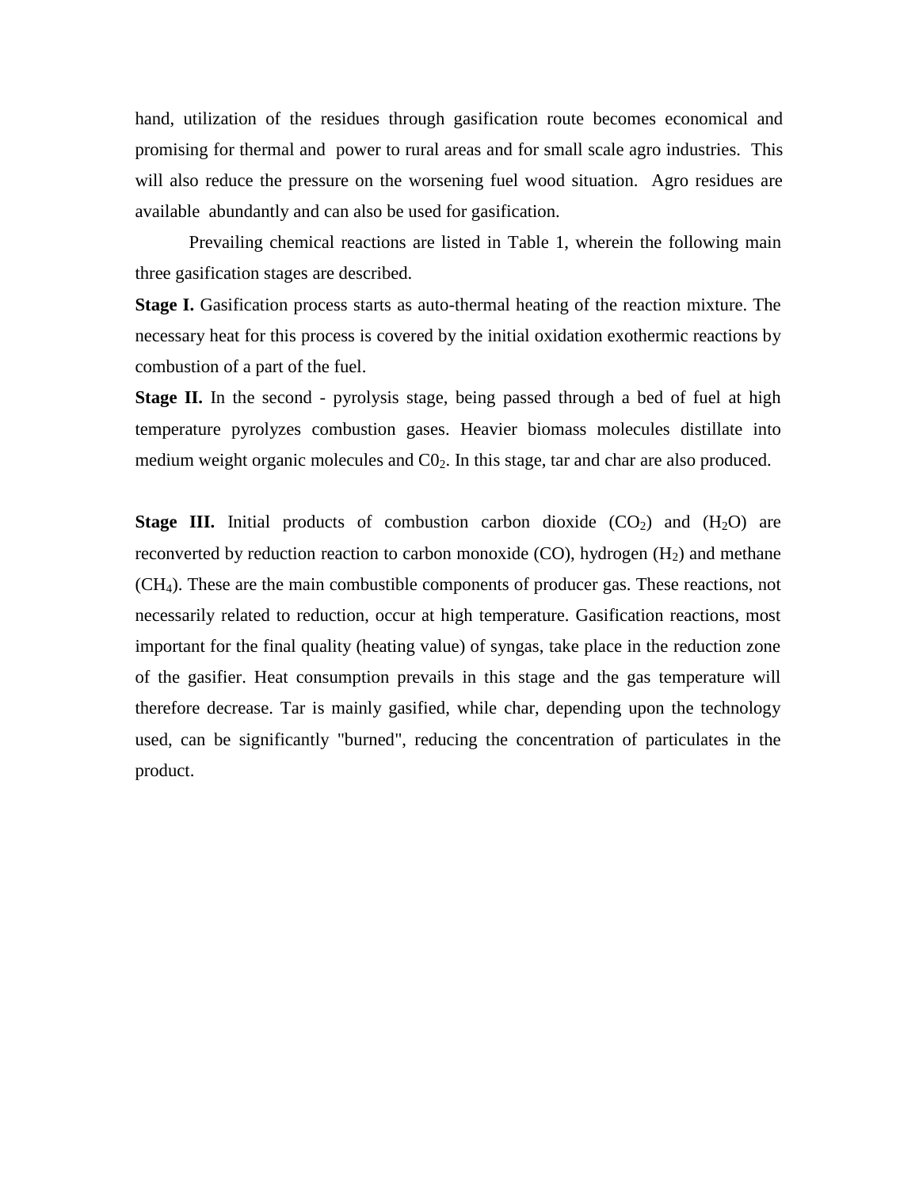hand, utilization of the residues through gasification route becomes economical and promising for thermal and power to rural areas and for small scale agro industries. This will also reduce the pressure on the worsening fuel wood situation. Agro residues are available abundantly and can also be used for gasification.

Prevailing chemical reactions are listed in Table 1, wherein the following main three gasification stages are described.

**Stage I.** Gasification process starts as auto-thermal heating of the reaction mixture. The necessary heat for this process is covered by the initial oxidation exothermic reactions by combustion of a part of the fuel.

**Stage II.** In the second - pyrolysis stage, being passed through a bed of fuel at high temperature pyrolyzes combustion gases. Heavier biomass molecules distillate into medium weight organic molecules and $C0_2$. In this stage, tar and char are also produced.

**Stage III.** Initial products of combustion carbon dioxide ($CO_2$) and ($H_2O$) are reconverted by reduction reaction to carbon monoxide (CO), hydrogen ($H_2$) and methane ($CH_4$). These are the main combustible components of producer gas. These reactions, not necessarily related to reduction, occur at high temperature. Gasification reactions, most important for the final quality (heating value) of syngas, take place in the reduction zone of the gasifier. Heat consumption prevails in this stage and the gas temperature will therefore decrease. Tar is mainly gasified, while char, depending upon the technology used, can be significantly "burned", reducing the concentration of particulates in the product.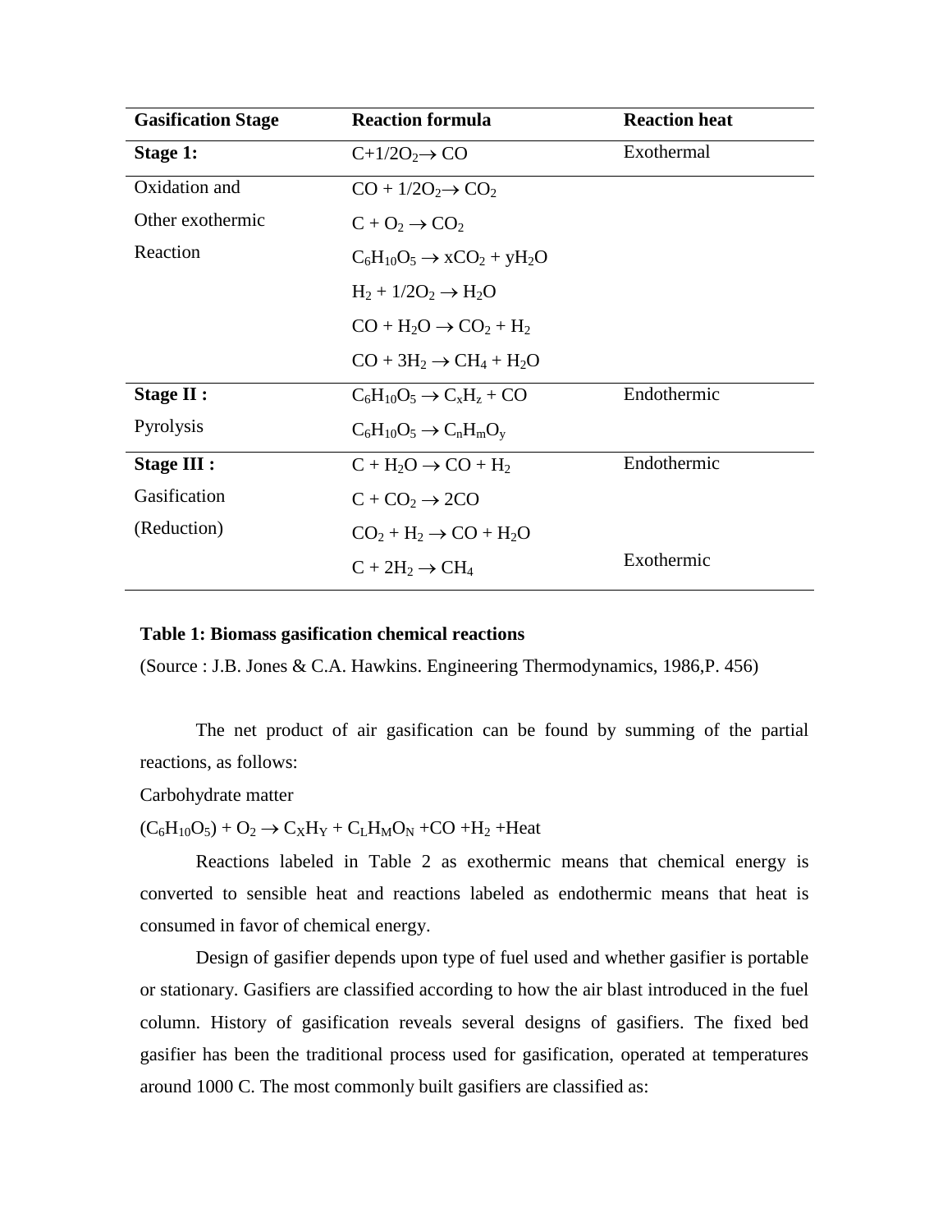| Gasification Stage | Reaction formula | Reaction heat |
|---|---|---|
| **Stage 1:** | $C+1/2O_2 \rightarrow CO$ | Exothermal |
| Oxidation and | $CO + 1/2O_2 \rightarrow CO_2$ | |
| Other exothermic | $C + O_2 \rightarrow CO_2$ | |
| Reaction | $C_6H_{10}O_5 \rightarrow xCO_2 + yH_2O$ | |
| | $H_2 + 1/2O_2 \rightarrow H_2O$ | |
| | $CO + H_2O \rightarrow CO_2 + H_2$ | |
| | $CO + 3H_2 \rightarrow CH_4 + H_2O$ | |
| **Stage II :** | $C_6H_{10}O_5 \rightarrow C_xH_z + CO$ | Endothermic |
| Pyrolysis | $C_6H_{10}O_5 \rightarrow C_nH_mO_y$ | |
| **Stage III :** | $C + H_2O \rightarrow CO + H_2$ | Endothermic |
| Gasification | $C + CO_2 \rightarrow 2CO$ | |
| (Reduction) | $CO_2 + H_2 \rightarrow CO + H_2O$ | |
| | $C + 2H_2 \rightarrow CH_4$ | Exothermic |

**Table 1: Biomass gasification chemical reactions**

(Source : J.B. Jones & C.A. Hawkins. Engineering Thermodynamics, 1986,P. 456)

The net product of air gasification can be found by summing of the partial reactions, as follows:

Carbohydrate matter

$(C_6H_{10}O_5) + O_2 \rightarrow C_XH_Y + C_LH_MO_N + CO + H_2 + Heat$

Reactions labeled in Table 2 as exothermic means that chemical energy is converted to sensible heat and reactions labeled as endothermic means that heat is consumed in favor of chemical energy.

Design of gasifier depends upon type of fuel used and whether gasifier is portable or stationary. Gasifiers are classified according to how the air blast introduced in the fuel column. History of gasification reveals several designs of gasifiers. The fixed bed gasifier has been the traditional process used for gasification, operated at temperatures around 1000 C. The most commonly built gasifiers are classified as: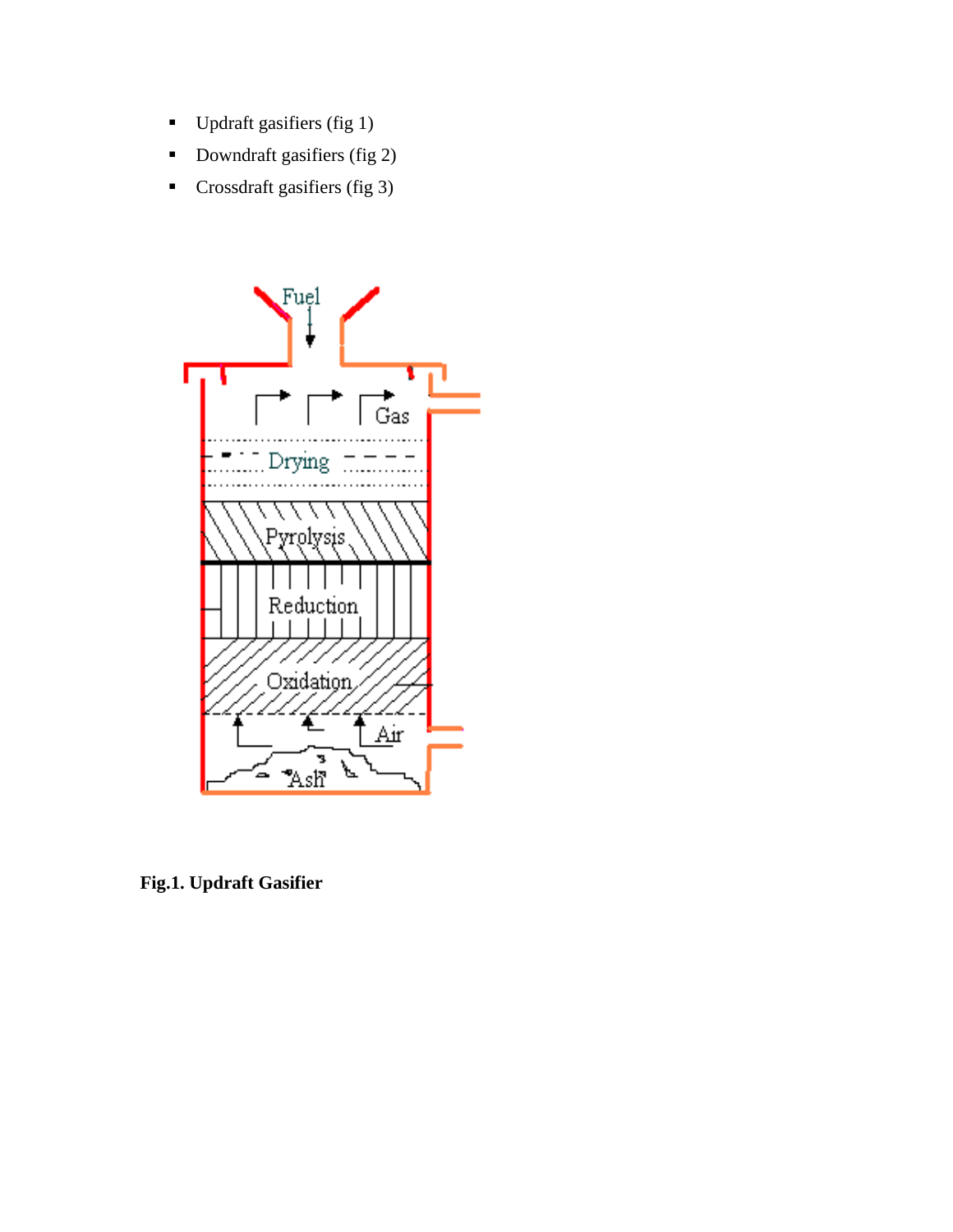- Updraft gasifiers (fig 1)
- Downdraft gasifiers (fig 2)
- Crossdraft gasifiers (fig 3)

**Fig.1. Updraft Gasifier**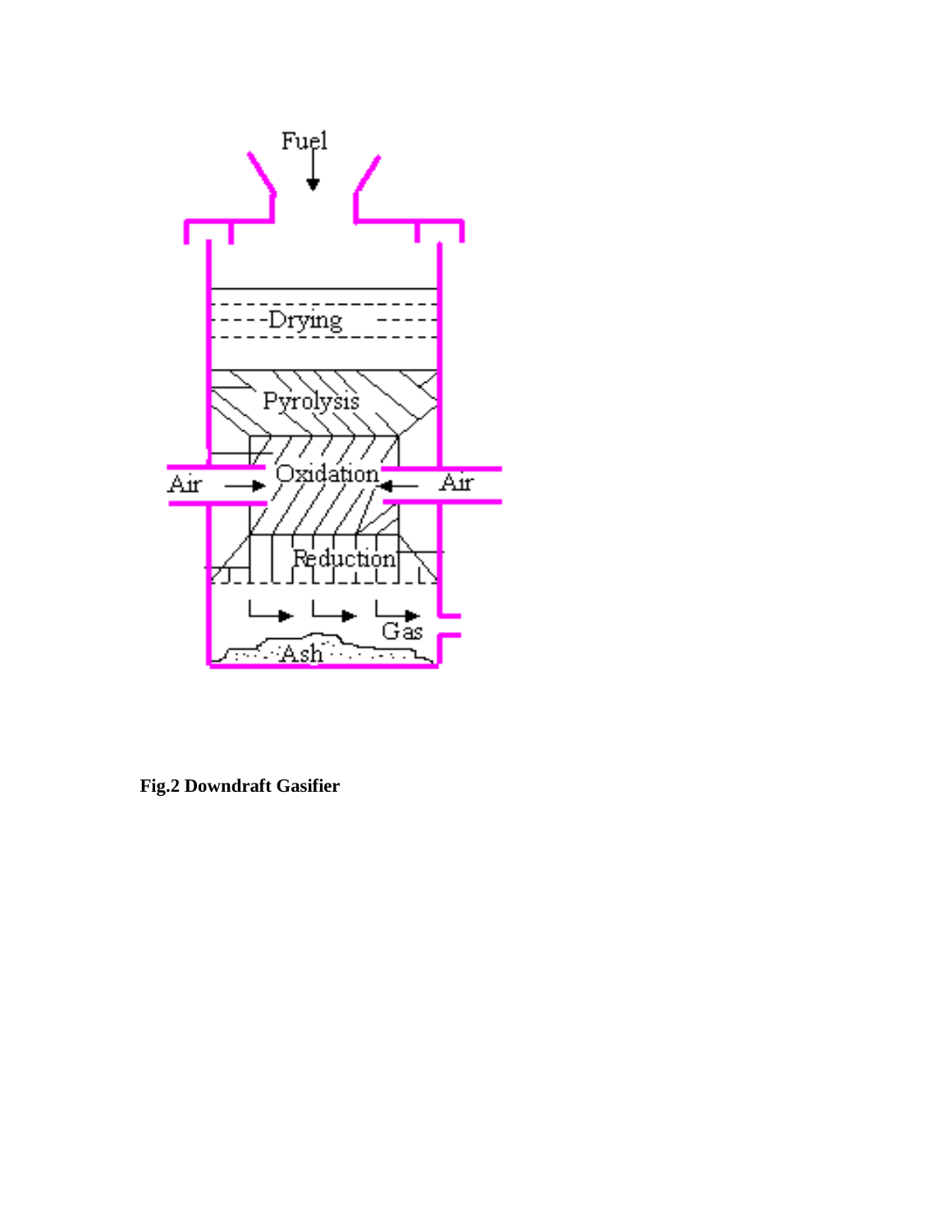**Fig.2 Downdraft Gasifier**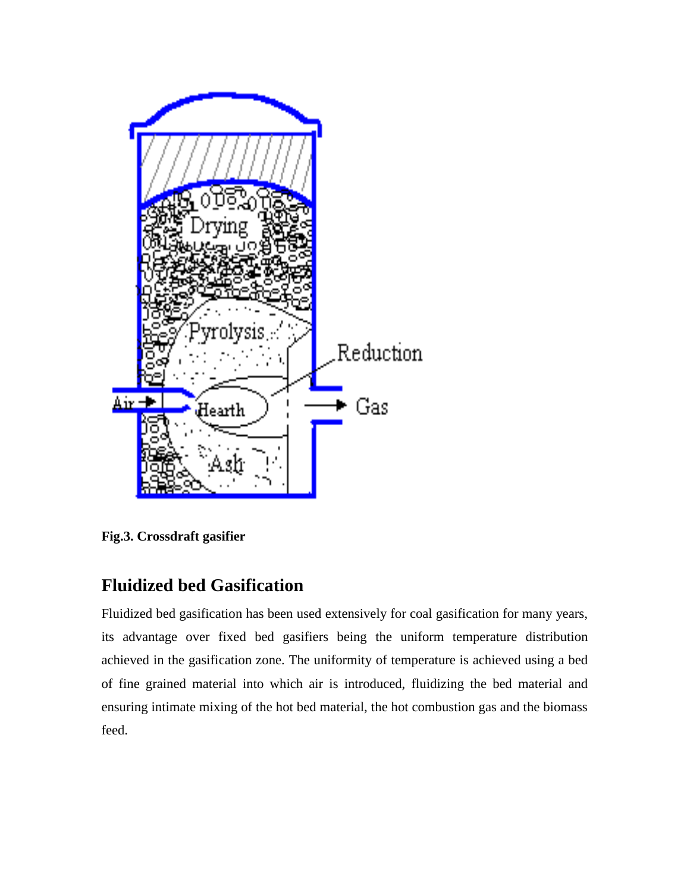**Fig.3. Crossdraft gasifier**

## Fluidized bed Gasification

Fluidized bed gasification has been used extensively for coal gasification for many years, its advantage over fixed bed gasifiers being the uniform temperature distribution achieved in the gasification zone. The uniformity of temperature is achieved using a bed of fine grained material into which air is introduced, fluidizing the bed material and ensuring intimate mixing of the hot bed material, the hot combustion gas and the biomass feed.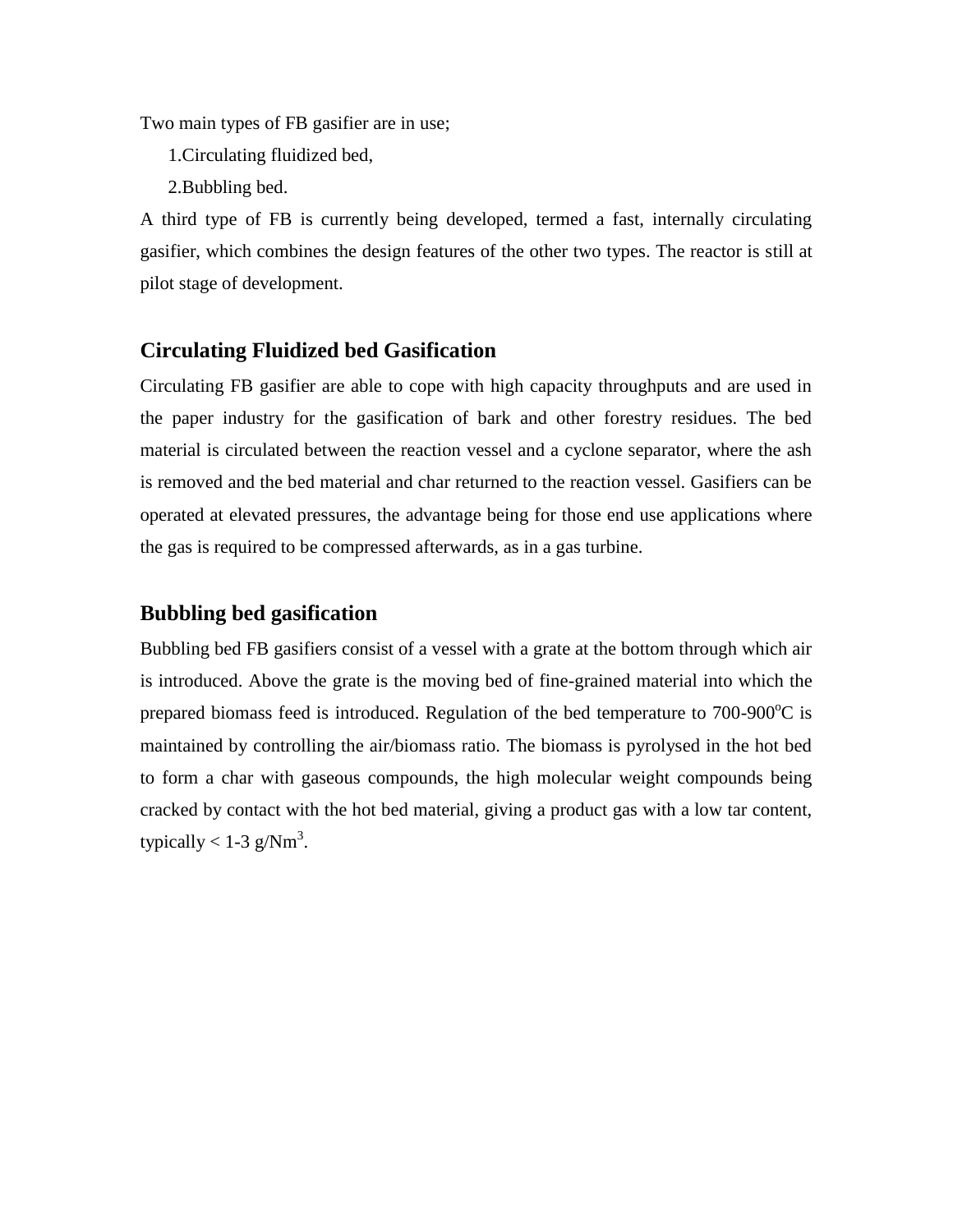Two main types of FB gasifier are in use;

1. Circulating fluidized bed,
2. Bubbling bed.

A third type of FB is currently being developed, termed a fast, internally circulating gasifier, which combines the design features of the other two types. The reactor is still at pilot stage of development.

## Circulating Fluidized bed Gasification

Circulating FB gasifier are able to cope with high capacity throughputs and are used in the paper industry for the gasification of bark and other forestry residues. The bed material is circulated between the reaction vessel and a cyclone separator, where the ash is removed and the bed material and char returned to the reaction vessel. Gasifiers can be operated at elevated pressures, the advantage being for those end use applications where the gas is required to be compressed afterwards, as in a gas turbine.

## Bubbling bed gasification

Bubbling bed FB gasifiers consist of a vessel with a grate at the bottom through which air is introduced. Above the grate is the moving bed of fine-grained material into which the prepared biomass feed is introduced. Regulation of the bed temperature to 700-900$^{o}$C is maintained by controlling the air/biomass ratio. The biomass is pyrolysed in the hot bed to form a char with gaseous compounds, the high molecular weight compounds being cracked by contact with the hot bed material, giving a product gas with a low tar content, typically < 1-3 g/Nm$^3$.